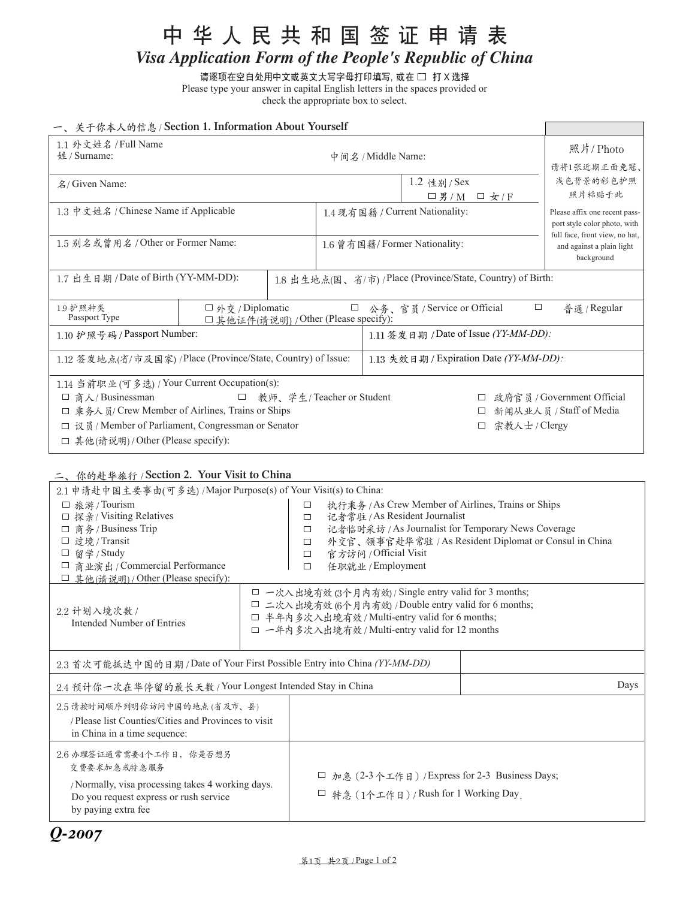# 中华人民共和国签证申请表

## *Visa Application Form of the People's Republic of China*

请逐项在空白处用中文或英文大写字母打印填写，或在 □ 打 X 选择
Please type your answer in capital English letters in the spaces provided or check the appropriate box to select.

### 一、关于你本人的信息 / Section 1. Information About Yourself

| | | |
|---|---|---|
| 1.1 外文姓名 / Full Name<br>姓 / Surname: | 中间名 / Middle Name: | 照片/ Photo<br>请将1张近期正面免冠、浅色背景的彩色护照照片粘贴于此<br>Please affix one recent passport style color photo, with full face, front view, no hat, and against a plain light background |
| 名/ Given Name: | 1.2 性别 / Sex<br>□ 男 / M □ 女 / F | |
| 1.3 中文姓名 / Chinese Name if Applicable | 1.4 现有国籍 / Current Nationality: | |
| 1.5 别名或曾用名 / Other or Former Name: | 1.6 曾有国籍/ Former Nationality: | |

| | |
|---|---|
| 1.7 出生日期 / Date of Birth (YY-MM-DD): | 1.8 出生地点(国、省/市) / Place (Province/State, Country) of Birth: |

| | |
|---|---|
| 1.9 护照种类<br>Passport Type | □ 外交 / Diplomatic □ 公务、官员 / Service or Official □ 普通 / Regular<br>□ 其他证件(请说明) / Other (Please specify): |
| 1.10 护照号码 / Passport Number: | 1.11 签发日期 / Date of Issue *(YY-MM-DD):* |
| 1.12 签发地点(省/市及国家) / Place (Province/State, Country) of Issue: | 1.13 失效日期 / Expiration Date *(YY-MM-DD):* |

1.14 当前职业 (可多选) / Your Current Occupation(s):

- □ 商人 / Businessman
- □ 教师、学生 / Teacher or Student
- □ 政府官员 / Government Official
- □ 乘务人员/ Crew Member of Airlines, Trains or Ships
- □ 新闻从业人员 / Staff of Media
- □ 议员 / Member of Parliament, Congressman or Senator
- □ 宗教人士 / Clergy
- □ 其他(请说明) / Other (Please specify):

### 二、你的赴华旅行 / Section 2. Your Visit to China

2.1 申请赴中国主要事由(可多选) / Major Purpose(s) of Your Visit(s) to China:

- □ 旅游 / Tourism
- □ 探亲 / Visiting Relatives
- □ 商务 / Business Trip
- □ 过境 / Transit
- □ 留学 / Study
- □ 商业演出 / Commercial Performance
- □ 其他(请说明) / Other (Please specify):
- □ 执行乘务 / As Crew Member of Airlines, Trains or Ships
- □ 记者常驻 / As Resident Journalist
- □ 记者临时采访 / As Journalist for Temporary News Coverage
- □ 外交官、领事官赴华常驻 / As Resident Diplomat or Consul in China
- □ 官方访问 / Official Visit
- □ 任职就业 / Employment

| | |
|---|---|
| 2.2 计划入境次数 /<br>Intended Number of Entries | □ 一次入出境有效 (3个月内有效) / Single entry valid for 3 months;<br>□ 二次入出境有效 (6个月内有效) / Double entry valid for 6 months;<br>□ 半年内多次入出境有效 / Multi-entry valid for 6 months;<br>□ 一年内多次入出境有效 / Multi-entry valid for 12 months |
| 2.3 首次可能抵达中国的日期 / Date of Your First Possible Entry into China *(YY-MM-DD)* | |
| 2.4 预计你一次在华停留的最长天数 / Your Longest Intended Stay in China | Days |
| 2.5 请按时间顺序列明你访问中国的地点 (省及市、县)<br>/ Please list Counties/Cities and Provinces to visit in China in a time sequence: | |
| 2.6 办理签证通常需要4个工作日，你是否想另交费要求加急或特急服务<br>/ Normally, visa processing takes 4 working days. Do you request express or rush service by paying extra fee | □ 加急 (2-3 个工作日) / Express for 2-3 Business Days;<br>□ 特急 (1个工作日) / Rush for 1 Working Day. |

***Q-2007***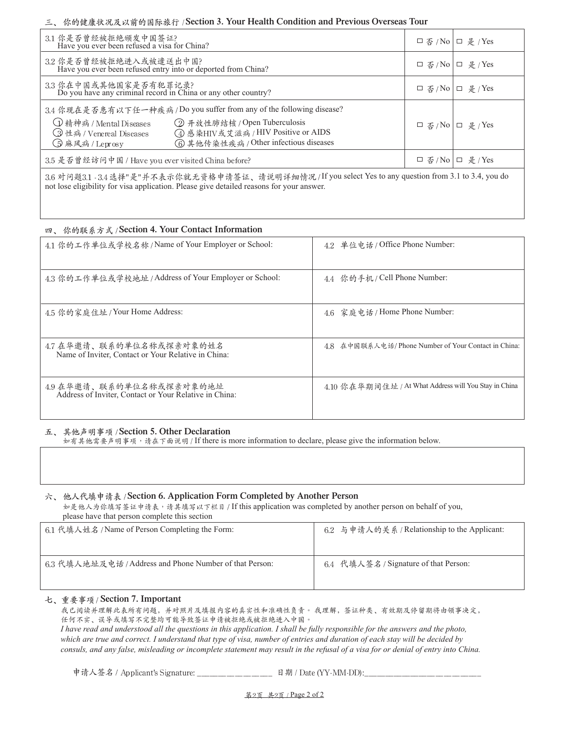## 三、 你的健康状况及以前的国际旅行 / Section 3. Your Health Condition and Previous Overseas Tour

| | | |
|---|---|---|
| 3.1 你是否曾经被拒绝颁发中国签证?<br>Have you ever been refused a visa for China? | □ 否 / No | □ 是 / Yes |
| 3.2 你是否曾经被拒绝进入或被遣送出中国?<br>Have you ever been refused entry into or deported from China? | □ 否 / No | □ 是 / Yes |
| 3.3 你在中国或其他国家是否有犯罪记录?<br>Do you have any criminal record in China or any other country? | □ 否 / No | □ 是 / Yes |
| 3.4 你现在是否患有以下任一种疾病 / Do you suffer from any of the following disease?<br>① 精神病 / Mental Diseases ② 开放性肺结核 / Open Tuberculosis<br>③ 性病 / Venereal Diseases ④ 感染HIV或艾滋病 / HIV Positive or AIDS<br>⑤ 麻风病 / Leprosy ⑥ 其他传染性疾病 / Other infectious diseases | □ 否 / No | □ 是 / Yes |
| 3.5 是否曾经访问中国 / Have you ever visited China before? | □ 否 / No | □ 是 / Yes |

3.6 对问题3.1 - 3.4 选择"是"并不表示你就无资格申请签证、请说明详细情况 / If you select Yes to any question from 3.1 to 3.4, you do not lose eligibility for visa application. Please give detailed reasons for your answer.

## 四、 你的联系方式 / Section 4. Your Contact Information

| | |
|---|---|
| 4.1 你的工作单位或学校名称 / Name of Your Employer or School: | 4.2 单位电话 / Office Phone Number: |
| 4.3 你的工作单位或学校地址 / Address of Your Employer or School: | 4.4 你的手机 / Cell Phone Number: |
| 4.5 你的家庭住址 / Your Home Address: | 4.6 家庭电话 / Home Phone Number: |
| 4.7 在华邀请、联系的单位名称或探亲对象的姓名<br>Name of Inviter, Contact or Your Relative in China: | 4.8 在中国联系人电话 / Phone Number of Your Contact in China: |
| 4.9 在华邀请、联系的单位名称或探亲对象的地址<br>Address of Inviter, Contact or Your Relative in China: | 4.10 你在华期间住址 / At What Address will You Stay in China |

## 五、 其他声明事项 / Section 5. Other Declaration

如有其他需要声明事项，请在下面说明 / If there is more information to declare, please give the information below.

## 六、 他人代填申请表 / Section 6. Application Form Completed by Another Person

如是他人为你填写签证申请表，请其填写以下栏目 / If this application was completed by another person on behalf of you, please have that person complete this section

| | |
|---|---|
| 6.1 代填人姓名 / Name of Person Completing the Form: | 6.2 与申请人的关系 / Relationship to the Applicant: |
| 6.3 代填人地址及电话 / Address and Phone Number of that Person: | 6.4 代填人签名 / Signature of that Person: |

## 七、重要事项 / Section 7. Important

我已阅读并理解此表所有问题，并对照片及填报内容的真实性和准确性负责。 我理解，签证种类、有效期及停留期将由领事决定，任何不实、误导或填写不完整均可能导致签证申请被拒绝或被拒绝进入中国。

*I have read and understood all the questions in this application. I shall be fully responsible for the answers and the photo, which are true and correct. I understand that type of visa, number of entries and duration of each stay will be decided by consuls, and any false, misleading or incomplete statement may result in the refusal of a visa for or denial of entry into China.*

申请人签名 / Applicant's Signature: ________________ 日期 / Date (YY-MM-DD):____________________________